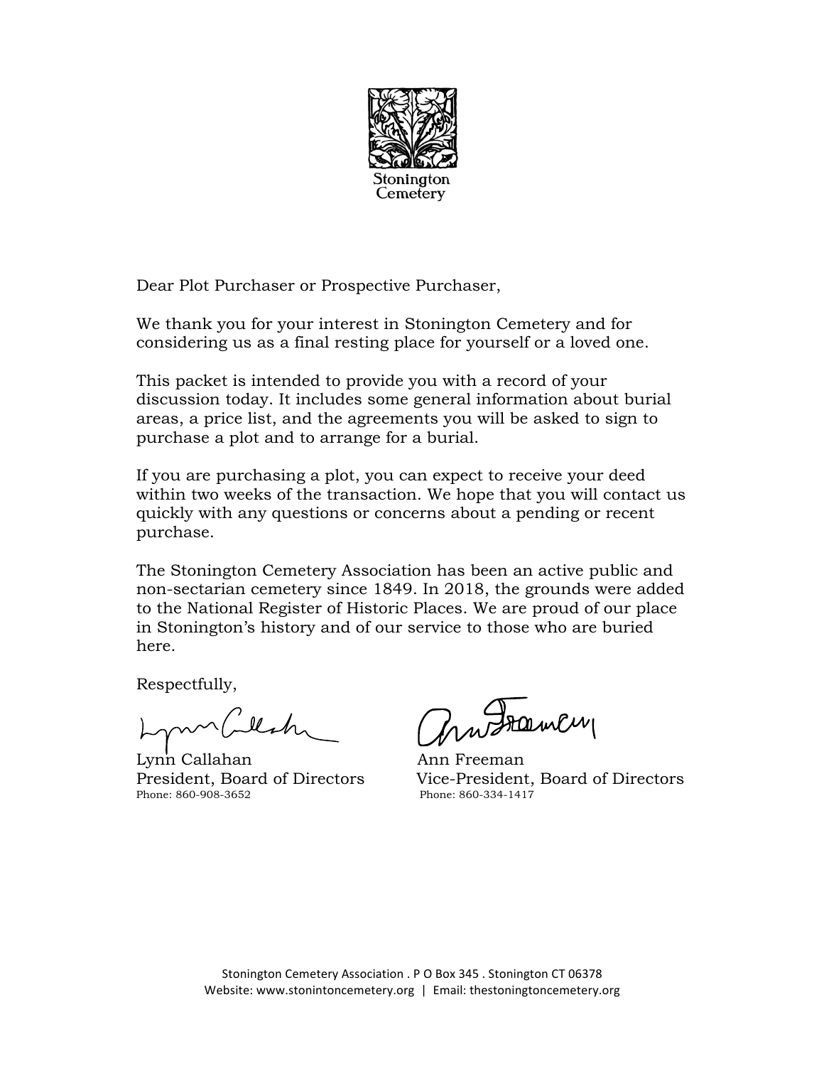Stonington Cemetery

Dear Plot Purchaser or Prospective Purchaser,

We thank you for your interest in Stonington Cemetery and for considering us as a final resting place for yourself or a loved one.

This packet is intended to provide you with a record of your discussion today. It includes some general information about burial areas, a price list, and the agreements you will be asked to sign to purchase a plot and to arrange for a burial.

If you are purchasing a plot, you can expect to receive your deed within two weeks of the transaction. We hope that you will contact us quickly with any questions or concerns about a pending or recent purchase.

The Stonington Cemetery Association has been an active public and non-sectarian cemetery since 1849. In 2018, the grounds were added to the National Register of Historic Places. We are proud of our place in Stonington's history and of our service to those who are buried here.

Respectfully,

Lynn Callahan
President, Board of Directors
Phone: 860-908-3652

Ann Freeman
Vice-President, Board of Directors
Phone: 860-334-1417

Stonington Cemetery Association . P O Box 345 . Stonington CT 06378
Website: www.stonintoncemetery.org | Email: thestoningtoncemetery.org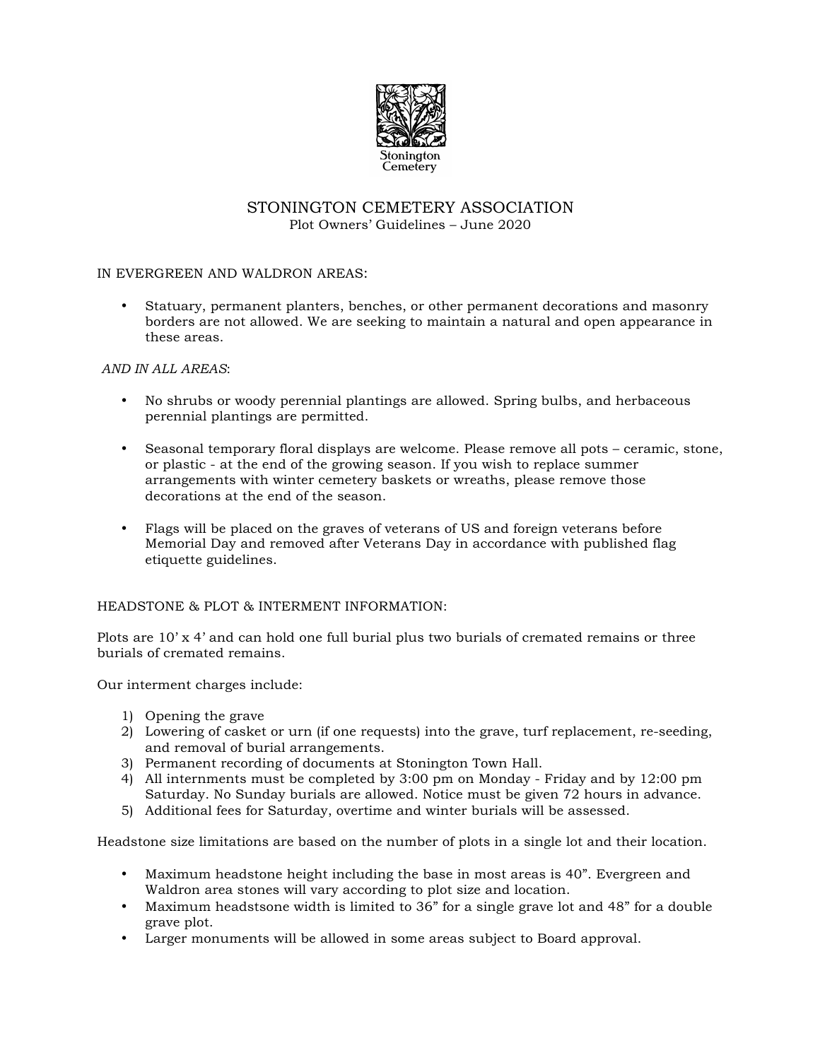Stonington Cemetery

# STONINGTON CEMETERY ASSOCIATION

Plot Owners' Guidelines – June 2020

IN EVERGREEN AND WALDRON AREAS:

- Statuary, permanent planters, benches, or other permanent decorations and masonry borders are not allowed. We are seeking to maintain a natural and open appearance in these areas.

*AND IN ALL AREAS*:

- No shrubs or woody perennial plantings are allowed. Spring bulbs, and herbaceous perennial plantings are permitted.
- Seasonal temporary floral displays are welcome. Please remove all pots – ceramic, stone, or plastic - at the end of the growing season. If you wish to replace summer arrangements with winter cemetery baskets or wreaths, please remove those decorations at the end of the season.
- Flags will be placed on the graves of veterans of US and foreign veterans before Memorial Day and removed after Veterans Day in accordance with published flag etiquette guidelines.

HEADSTONE & PLOT & INTERMENT INFORMATION:

Plots are 10' x 4' and can hold one full burial plus two burials of cremated remains or three burials of cremated remains.

Our interment charges include:

1) Opening the grave
2) Lowering of casket or urn (if one requests) into the grave, turf replacement, re-seeding, and removal of burial arrangements.
3) Permanent recording of documents at Stonington Town Hall.
4) All internments must be completed by 3:00 pm on Monday - Friday and by 12:00 pm Saturday. No Sunday burials are allowed. Notice must be given 72 hours in advance.
5) Additional fees for Saturday, overtime and winter burials will be assessed.

Headstone size limitations are based on the number of plots in a single lot and their location.

- Maximum headstone height including the base in most areas is 40". Evergreen and Waldron area stones will vary according to plot size and location.
- Maximum headstsone width is limited to 36" for a single grave lot and 48" for a double grave plot.
- Larger monuments will be allowed in some areas subject to Board approval.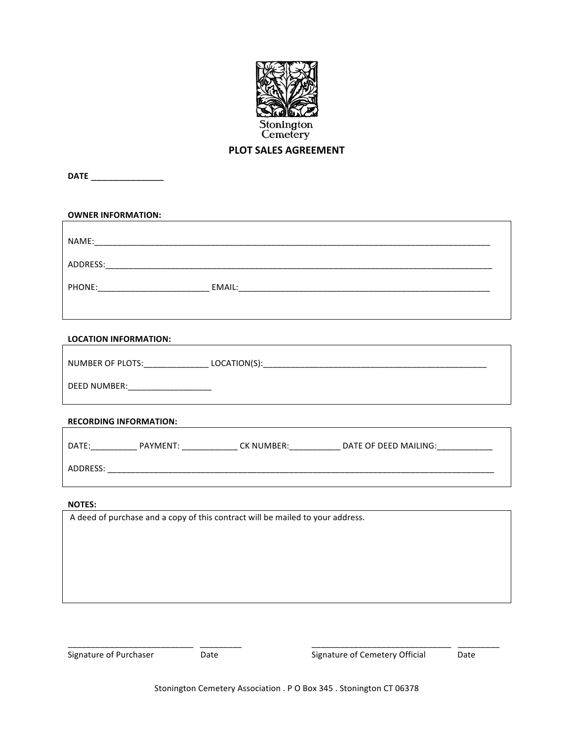Stonington Cemetery

# PLOT SALES AGREEMENT

**DATE** ________________

**OWNER INFORMATION:**

NAME:_______________________________________________________________________________________

ADDRESS:_____________________________________________________________________________________

PHONE:________________________ EMAIL:_______________________________________________________

**LOCATION INFORMATION:**

NUMBER OF PLOTS:______________ LOCATION(S):___________________________________________________

DEED NUMBER:__________________

**RECORDING INFORMATION:**

DATE:__________ PAYMENT: ____________ CK NUMBER:___________ DATE OF DEED MAILING:____________

ADDRESS: _____________________________________________________________________________________

**NOTES:**

A deed of purchase and a copy of this contract will be mailed to your address.

___________________________ _________
Signature of Purchaser Date

_______________________________ _________
Signature of Cemetery Official Date

Stonington Cemetery Association . P O Box 345 . Stonington CT 06378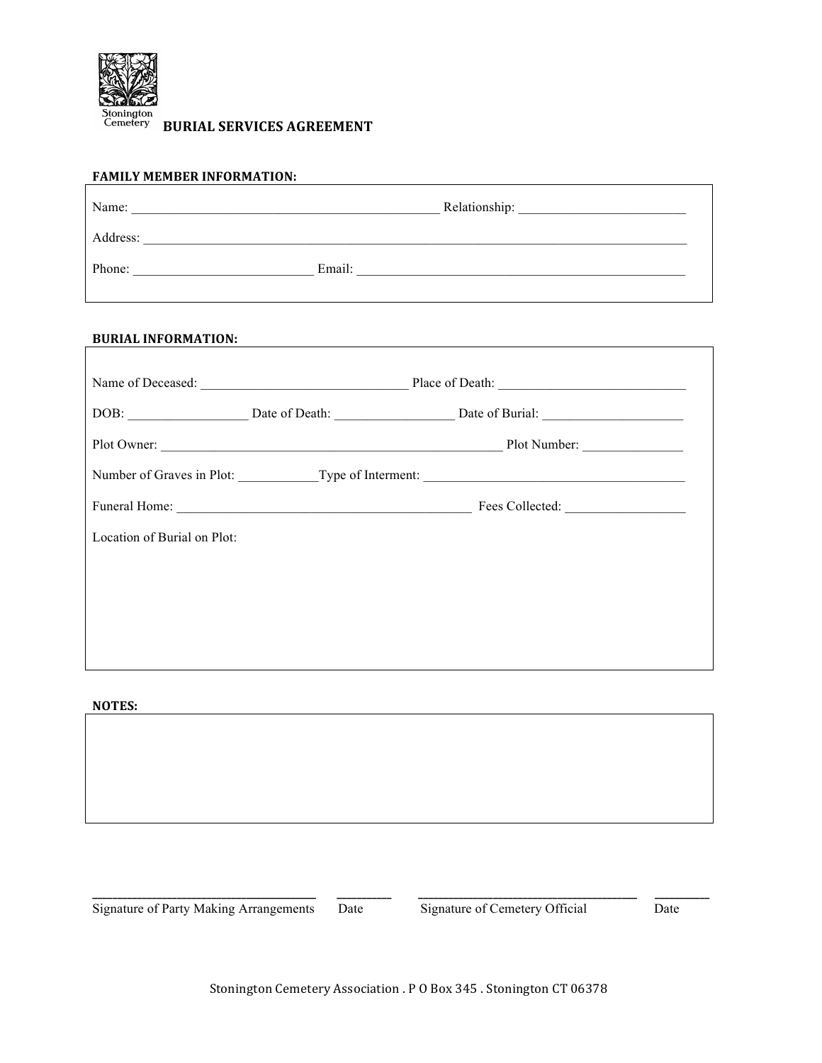Stonington Cemetery

# BURIAL SERVICES AGREEMENT

## FAMILY MEMBER INFORMATION:

Name: _______________________________________________ Relationship: _________________________

Address: _______________________________________________________________________________________

Phone: ___________________________ Email: __________________________________________________

## BURIAL INFORMATION:

Name of Deceased: _______________________________ Place of Death: ____________________________

DOB: __________________ Date of Death: __________________ Date of Burial: _____________________

Plot Owner: ___________________________________________________ Plot Number: _______________

Number of Graves in Plot: ____________Type of Interment: _________________________________________

Funeral Home: _____________________________________________ Fees Collected: __________________

Location of Burial on Plot:

## NOTES:

_____________________________________ _________ _____________________________________ _________

Signature of Party Making Arrangements Date Signature of Cemetery Official Date

Stonington Cemetery Association . P O Box 345 . Stonington CT 06378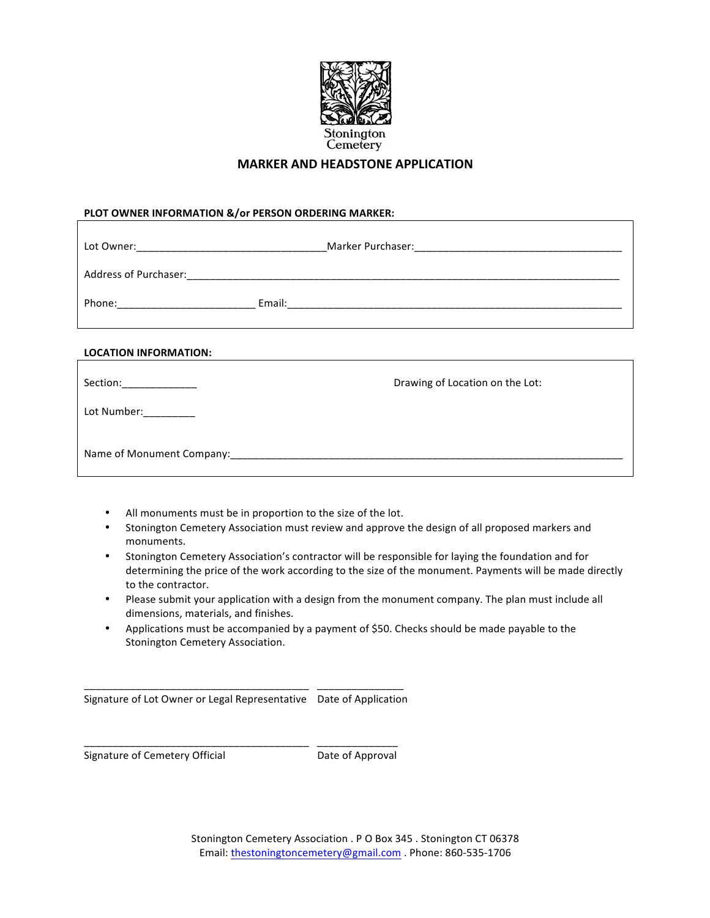Stonington Cemetery

# MARKER AND HEADSTONE APPLICATION

**PLOT OWNER INFORMATION &/or PERSON ORDERING MARKER:**

Lot Owner:________________________________Marker Purchaser:___________________________________

Address of Purchaser:_________________________________________________________________________

Phone:________________________ Email:_________________________________________________________

**LOCATION INFORMATION:**

Section:_____________

Drawing of Location on the Lot:

Lot Number:_________

Name of Monument Company:_________________________________________________________________

- All monuments must be in proportion to the size of the lot.
- Stonington Cemetery Association must review and approve the design of all proposed markers and monuments.
- Stonington Cemetery Association's contractor will be responsible for laying the foundation and for determining the price of the work according to the size of the monument. Payments will be made directly to the contractor.
- Please submit your application with a design from the monument company. The plan must include all dimensions, materials, and finishes.
- Applications must be accompanied by a payment of $50. Checks should be made payable to the Stonington Cemetery Association.

_______________________________________ _______________

Signature of Lot Owner or Legal Representative   Date of Application

_______________________________________ _______________

Signature of Cemetery Official   Date of Approval

Stonington Cemetery Association . P O Box 345 . Stonington CT 06378

Email: thestoningtoncemetery@gmail.com . Phone: 860-535-1706